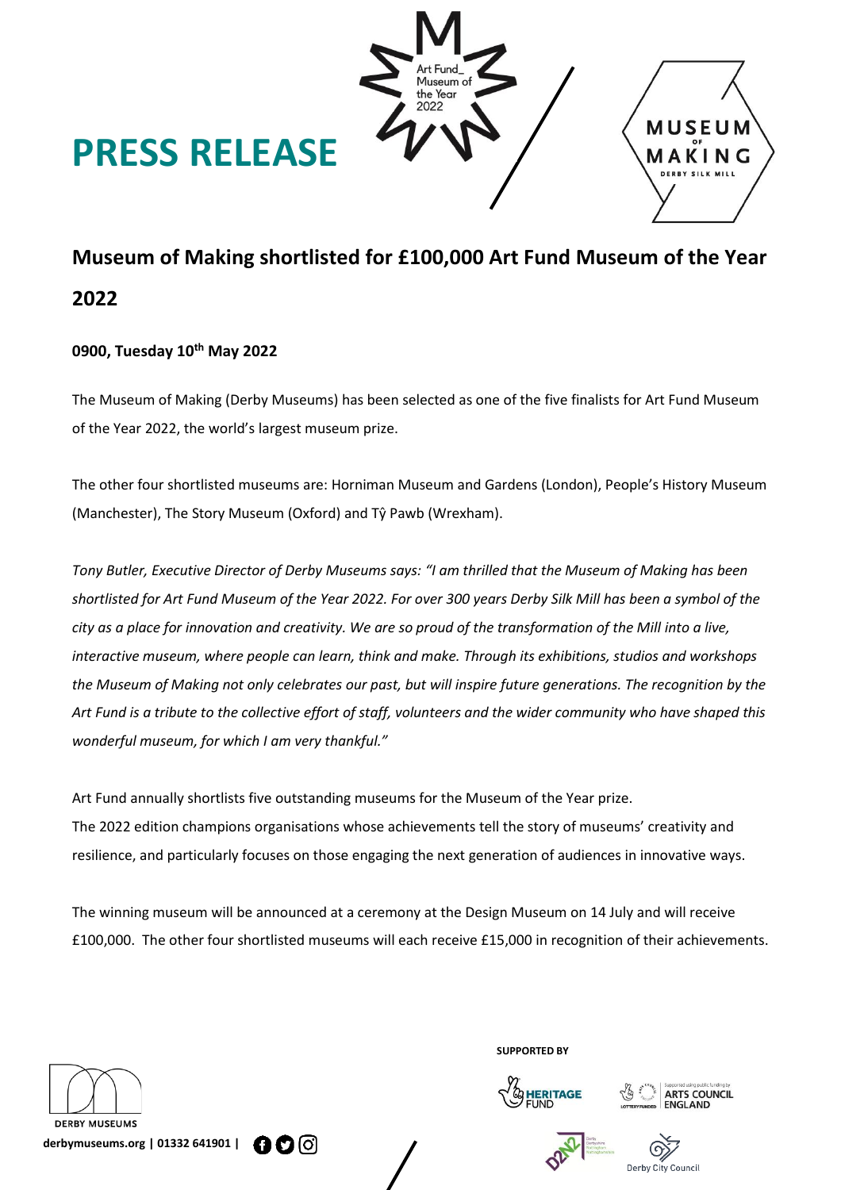# PRESS RELEASE

## Museum of Making shortlisted for £100,000 Art Fund Museum of the Year 2022

**0900, Tuesday 10th May 2022**

The Museum of Making (Derby Museums) has been selected as one of the five finalists for Art Fund Museum of the Year 2022, the world's largest museum prize.

The other four shortlisted museums are: Horniman Museum and Gardens (London), People's History Museum (Manchester), The Story Museum (Oxford) and Tŷ Pawb (Wrexham).

*Tony Butler, Executive Director of Derby Museums says: "I am thrilled that the Museum of Making has been shortlisted for Art Fund Museum of the Year 2022. For over 300 years Derby Silk Mill has been a symbol of the city as a place for innovation and creativity. We are so proud of the transformation of the Mill into a live, interactive museum, where people can learn, think and make. Through its exhibitions, studios and workshops the Museum of Making not only celebrates our past, but will inspire future generations. The recognition by the Art Fund is a tribute to the collective effort of staff, volunteers and the wider community who have shaped this wonderful museum, for which I am very thankful."*

Art Fund annually shortlists five outstanding museums for the Museum of the Year prize.
The 2022 edition champions organisations whose achievements tell the story of museums' creativity and resilience, and particularly focuses on those engaging the next generation of audiences in innovative ways.

The winning museum will be announced at a ceremony at the Design Museum on 14 July and will receive £100,000. The other four shortlisted museums will each receive £15,000 in recognition of their achievements.

DERBY MUSEUMS

derbymuseums.org | 01332 641901 |

SUPPORTED BY

HERITAGE FUND | ARTS COUNCIL ENGLAND | D2N2 | Derby City Council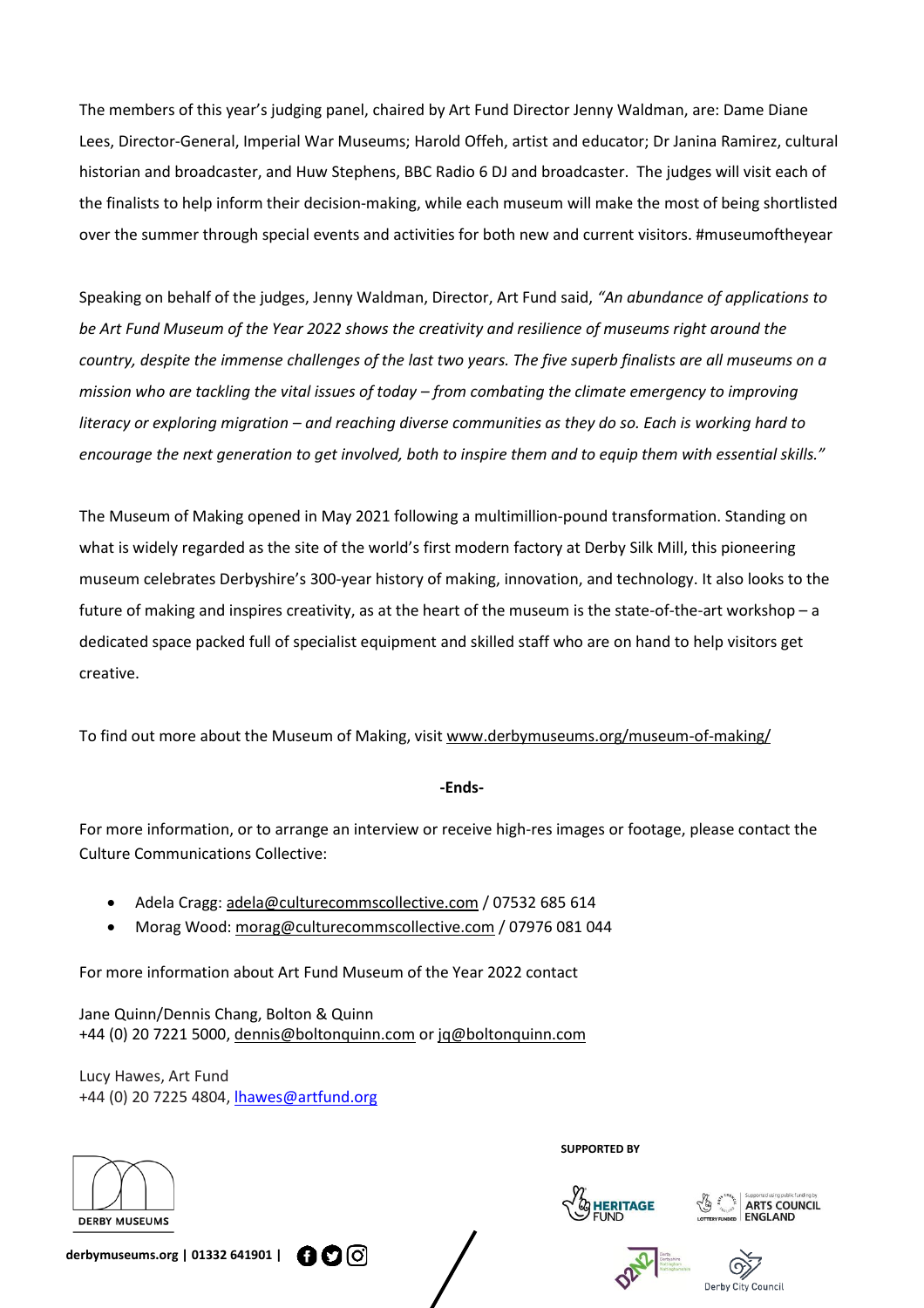The members of this year's judging panel, chaired by Art Fund Director Jenny Waldman, are: Dame Diane Lees, Director-General, Imperial War Museums; Harold Offeh, artist and educator; Dr Janina Ramirez, cultural historian and broadcaster, and Huw Stephens, BBC Radio 6 DJ and broadcaster. The judges will visit each of the finalists to help inform their decision-making, while each museum will make the most of being shortlisted over the summer through special events and activities for both new and current visitors. #museumoftheyear

Speaking on behalf of the judges, Jenny Waldman, Director, Art Fund said, *"An abundance of applications to be Art Fund Museum of the Year 2022 shows the creativity and resilience of museums right around the country, despite the immense challenges of the last two years. The five superb finalists are all museums on a mission who are tackling the vital issues of today – from combating the climate emergency to improving literacy or exploring migration – and reaching diverse communities as they do so. Each is working hard to encourage the next generation to get involved, both to inspire them and to equip them with essential skills."*

The Museum of Making opened in May 2021 following a multimillion-pound transformation. Standing on what is widely regarded as the site of the world's first modern factory at Derby Silk Mill, this pioneering museum celebrates Derbyshire's 300-year history of making, innovation, and technology. It also looks to the future of making and inspires creativity, as at the heart of the museum is the state-of-the-art workshop – a dedicated space packed full of specialist equipment and skilled staff who are on hand to help visitors get creative.

To find out more about the Museum of Making, visit www.derbymuseums.org/museum-of-making/

**-Ends-**

For more information, or to arrange an interview or receive high-res images or footage, please contact the Culture Communications Collective:

- Adela Cragg: adela@culturecommscollective.com / 07532 685 614
- Morag Wood: morag@culturecommscollective.com / 07976 081 044

For more information about Art Fund Museum of the Year 2022 contact

Jane Quinn/Dennis Chang, Bolton & Quinn
+44 (0) 20 7221 5000, dennis@boltonquinn.com or jq@boltonquinn.com

Lucy Hawes, Art Fund
+44 (0) 20 7225 4804, lhawes@artfund.org

DERBY MUSEUMS

derbymuseums.org | 01332 641901 |

**SUPPORTED BY**

HERITAGE FUND

Supported using public funding by ARTS COUNCIL ENGLAND

Derby City Council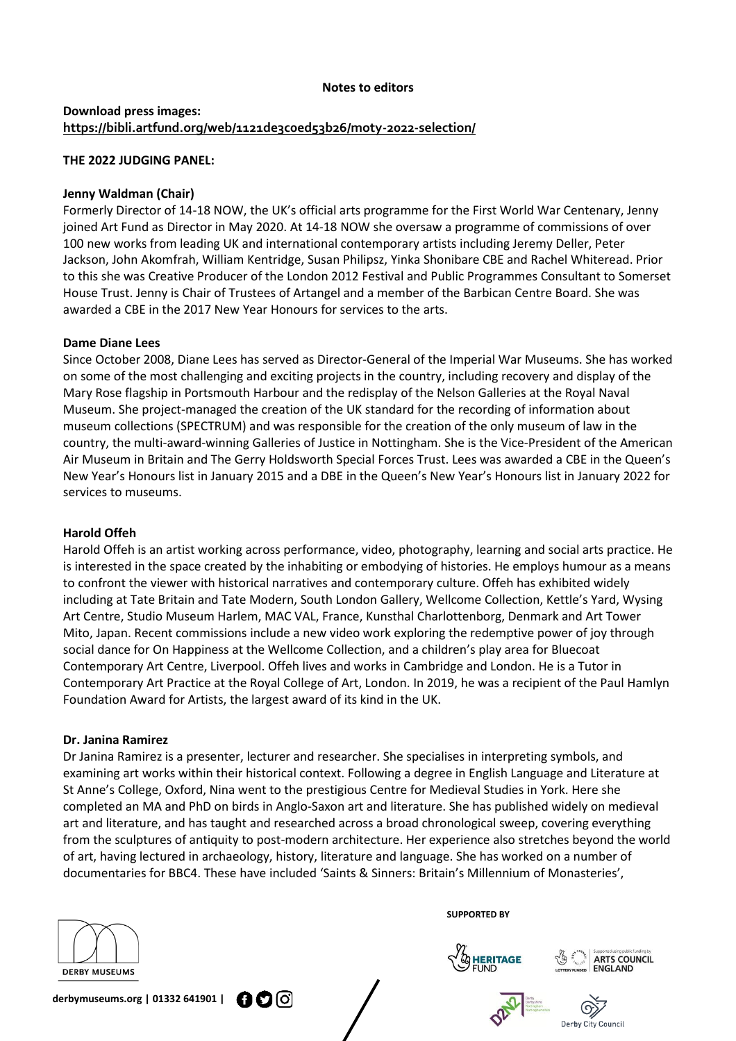**Notes to editors**

**Download press images:**
**https://bibli.artfund.org/web/1121de3c0ed53b26/moty-2022-selection/**

**THE 2022 JUDGING PANEL:**

**Jenny Waldman (Chair)**
Formerly Director of 14-18 NOW, the UK's official arts programme for the First World War Centenary, Jenny joined Art Fund as Director in May 2020. At 14-18 NOW she oversaw a programme of commissions of over 100 new works from leading UK and international contemporary artists including Jeremy Deller, Peter Jackson, John Akomfrah, William Kentridge, Susan Philipsz, Yinka Shonibare CBE and Rachel Whiteread. Prior to this she was Creative Producer of the London 2012 Festival and Public Programmes Consultant to Somerset House Trust. Jenny is Chair of Trustees of Artangel and a member of the Barbican Centre Board. She was awarded a CBE in the 2017 New Year Honours for services to the arts.

**Dame Diane Lees**
Since October 2008, Diane Lees has served as Director-General of the Imperial War Museums. She has worked on some of the most challenging and exciting projects in the country, including recovery and display of the Mary Rose flagship in Portsmouth Harbour and the redisplay of the Nelson Galleries at the Royal Naval Museum. She project-managed the creation of the UK standard for the recording of information about museum collections (SPECTRUM) and was responsible for the creation of the only museum of law in the country, the multi-award-winning Galleries of Justice in Nottingham. She is the Vice-President of the American Air Museum in Britain and The Gerry Holdsworth Special Forces Trust. Lees was awarded a CBE in the Queen's New Year's Honours list in January 2015 and a DBE in the Queen's New Year's Honours list in January 2022 for services to museums.

**Harold Offeh**
Harold Offeh is an artist working across performance, video, photography, learning and social arts practice. He is interested in the space created by the inhabiting or embodying of histories. He employs humour as a means to confront the viewer with historical narratives and contemporary culture. Offeh has exhibited widely including at Tate Britain and Tate Modern, South London Gallery, Wellcome Collection, Kettle's Yard, Wysing Art Centre, Studio Museum Harlem, MAC VAL, France, Kunsthal Charlottenborg, Denmark and Art Tower Mito, Japan. Recent commissions include a new video work exploring the redemptive power of joy through social dance for On Happiness at the Wellcome Collection, and a children's play area for Bluecoat Contemporary Art Centre, Liverpool. Offeh lives and works in Cambridge and London. He is a Tutor in Contemporary Art Practice at the Royal College of Art, London. In 2019, he was a recipient of the Paul Hamlyn Foundation Award for Artists, the largest award of its kind in the UK.

**Dr. Janina Ramirez**
Dr Janina Ramirez is a presenter, lecturer and researcher. She specialises in interpreting symbols, and examining art works within their historical context. Following a degree in English Language and Literature at St Anne's College, Oxford, Nina went to the prestigious Centre for Medieval Studies in York. Here she completed an MA and PhD on birds in Anglo-Saxon art and literature. She has published widely on medieval art and literature, and has taught and researched across a broad chronological sweep, covering everything from the sculptures of antiquity to post-modern architecture. Her experience also stretches beyond the world of art, having lectured in archaeology, history, literature and language. She has worked on a number of documentaries for BBC4. These have included 'Saints & Sinners: Britain's Millennium of Monasteries',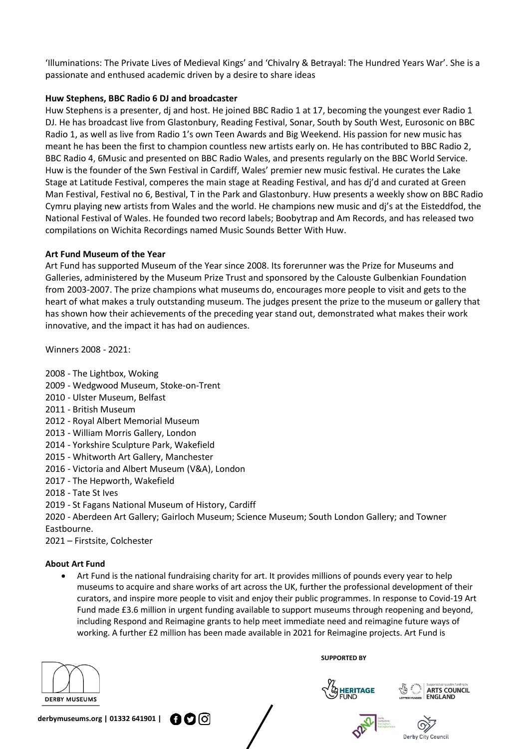'Illuminations: The Private Lives of Medieval Kings' and 'Chivalry & Betrayal: The Hundred Years War'. She is a passionate and enthused academic driven by a desire to share ideas

**Huw Stephens, BBC Radio 6 DJ and broadcaster**

Huw Stephens is a presenter, dj and host. He joined BBC Radio 1 at 17, becoming the youngest ever Radio 1 DJ. He has broadcast live from Glastonbury, Reading Festival, Sonar, South by South West, Eurosonic on BBC Radio 1, as well as live from Radio 1's own Teen Awards and Big Weekend. His passion for new music has meant he has been the first to champion countless new artists early on. He has contributed to BBC Radio 2, BBC Radio 4, 6Music and presented on BBC Radio Wales, and presents regularly on the BBC World Service. Huw is the founder of the Swn Festival in Cardiff, Wales' premier new music festival. He curates the Lake Stage at Latitude Festival, comperes the main stage at Reading Festival, and has dj'd and curated at Green Man Festival, Festival no 6, Bestival, T in the Park and Glastonbury. Huw presents a weekly show on BBC Radio Cymru playing new artists from Wales and the world. He champions new music and dj's at the Eisteddfod, the National Festival of Wales. He founded two record labels; Boobytrap and Am Records, and has released two compilations on Wichita Recordings named Music Sounds Better With Huw.

**Art Fund Museum of the Year**

Art Fund has supported Museum of the Year since 2008. Its forerunner was the Prize for Museums and Galleries, administered by the Museum Prize Trust and sponsored by the Calouste Gulbenkian Foundation from 2003-2007. The prize champions what museums do, encourages more people to visit and gets to the heart of what makes a truly outstanding museum. The judges present the prize to the museum or gallery that has shown how their achievements of the preceding year stand out, demonstrated what makes their work innovative, and the impact it has had on audiences.

Winners 2008 - 2021:

2008 - The Lightbox, Woking
2009 - Wedgwood Museum, Stoke-on-Trent
2010 - Ulster Museum, Belfast
2011 - British Museum
2012 - Royal Albert Memorial Museum
2013 - William Morris Gallery, London
2014 - Yorkshire Sculpture Park, Wakefield
2015 - Whitworth Art Gallery, Manchester
2016 - Victoria and Albert Museum (V&A), London
2017 - The Hepworth, Wakefield
2018 - Tate St Ives
2019 - St Fagans National Museum of History, Cardiff
2020 - Aberdeen Art Gallery; Gairloch Museum; Science Museum; South London Gallery; and Towner Eastbourne.
2021 – Firstsite, Colchester

**About Art Fund**

- Art Fund is the national fundraising charity for art. It provides millions of pounds every year to help museums to acquire and share works of art across the UK, further the professional development of their curators, and inspire more people to visit and enjoy their public programmes. In response to Covid-19 Art Fund made £3.6 million in urgent funding available to support museums through reopening and beyond, including Respond and Reimagine grants to help meet immediate need and reimagine future ways of working. A further £2 million has been made available in 2021 for Reimagine projects. Art Fund is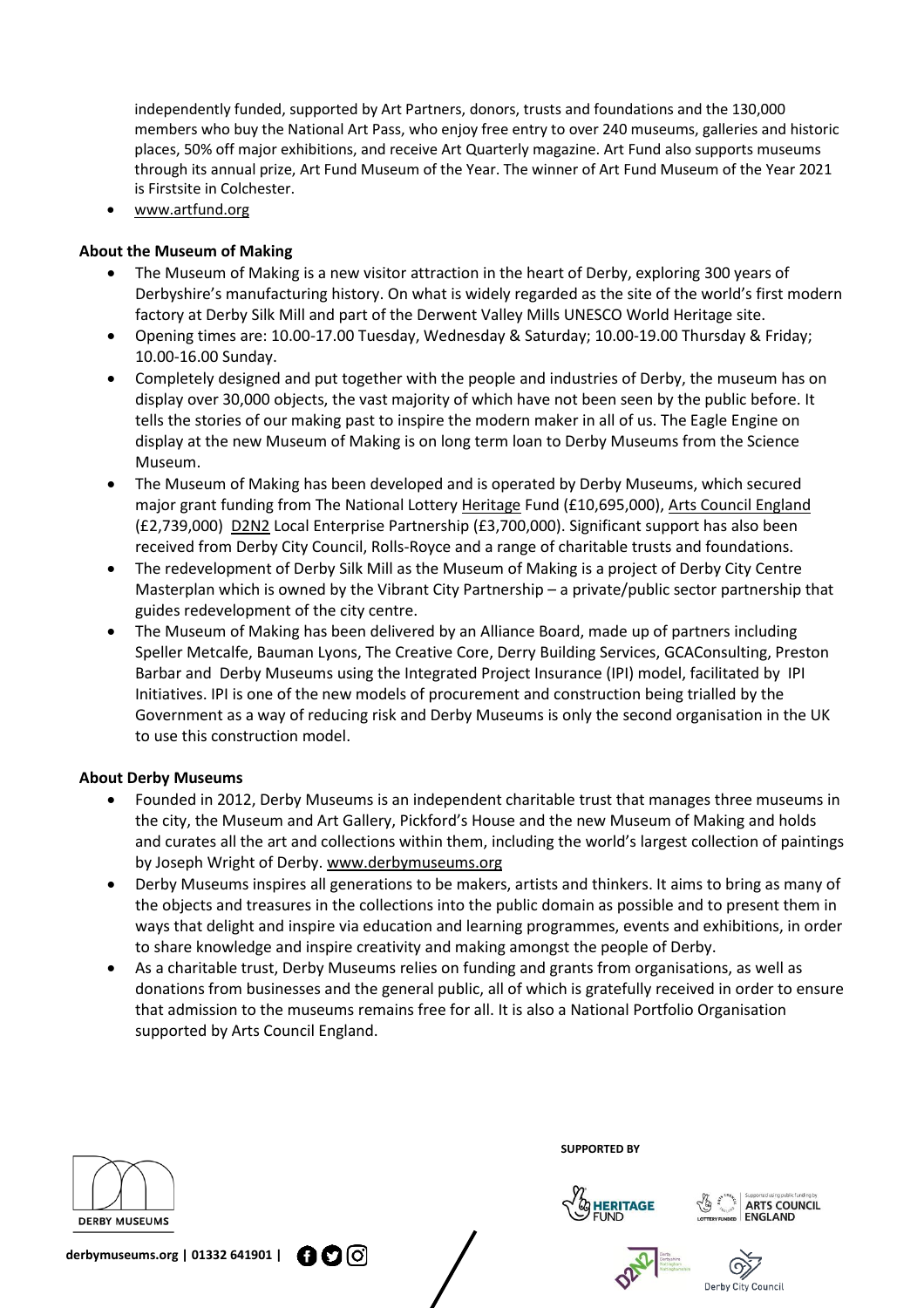independently funded, supported by Art Partners, donors, trusts and foundations and the 130,000 members who buy the National Art Pass, who enjoy free entry to over 240 museums, galleries and historic places, 50% off major exhibitions, and receive Art Quarterly magazine. Art Fund also supports museums through its annual prize, Art Fund Museum of the Year. The winner of Art Fund Museum of the Year 2021 is Firstsite in Colchester.

- www.artfund.org

**About the Museum of Making**

- The Museum of Making is a new visitor attraction in the heart of Derby, exploring 300 years of Derbyshire's manufacturing history. On what is widely regarded as the site of the world's first modern factory at Derby Silk Mill and part of the Derwent Valley Mills UNESCO World Heritage site.
- Opening times are: 10.00-17.00 Tuesday, Wednesday & Saturday; 10.00-19.00 Thursday & Friday; 10.00-16.00 Sunday.
- Completely designed and put together with the people and industries of Derby, the museum has on display over 30,000 objects, the vast majority of which have not been seen by the public before. It tells the stories of our making past to inspire the modern maker in all of us. The Eagle Engine on display at the new Museum of Making is on long term loan to Derby Museums from the Science Museum.
- The Museum of Making has been developed and is operated by Derby Museums, which secured major grant funding from The National Lottery Heritage Fund (£10,695,000), Arts Council England (£2,739,000) D2N2 Local Enterprise Partnership (£3,700,000). Significant support has also been received from Derby City Council, Rolls-Royce and a range of charitable trusts and foundations.
- The redevelopment of Derby Silk Mill as the Museum of Making is a project of Derby City Centre Masterplan which is owned by the Vibrant City Partnership – a private/public sector partnership that guides redevelopment of the city centre.
- The Museum of Making has been delivered by an Alliance Board, made up of partners including Speller Metcalfe, Bauman Lyons, The Creative Core, Derry Building Services, GCAConsulting, Preston Barbar and Derby Museums using the Integrated Project Insurance (IPI) model, facilitated by IPI Initiatives. IPI is one of the new models of procurement and construction being trialled by the Government as a way of reducing risk and Derby Museums is only the second organisation in the UK to use this construction model.

**About Derby Museums**

- Founded in 2012, Derby Museums is an independent charitable trust that manages three museums in the city, the Museum and Art Gallery, Pickford's House and the new Museum of Making and holds and curates all the art and collections within them, including the world's largest collection of paintings by Joseph Wright of Derby. www.derbymuseums.org
- Derby Museums inspires all generations to be makers, artists and thinkers. It aims to bring as many of the objects and treasures in the collections into the public domain as possible and to present them in ways that delight and inspire via education and learning programmes, events and exhibitions, in order to share knowledge and inspire creativity and making amongst the people of Derby.
- As a charitable trust, Derby Museums relies on funding and grants from organisations, as well as donations from businesses and the general public, all of which is gratefully received in order to ensure that admission to the museums remains free for all. It is also a National Portfolio Organisation supported by Arts Council England.

DERBY MUSEUMS

**SUPPORTED BY**

HERITAGE FUND

Supported using public funding by ARTS COUNCIL ENGLAND

D2N2

Derby City Council

**derbymuseums.org | 01332 641901 |**